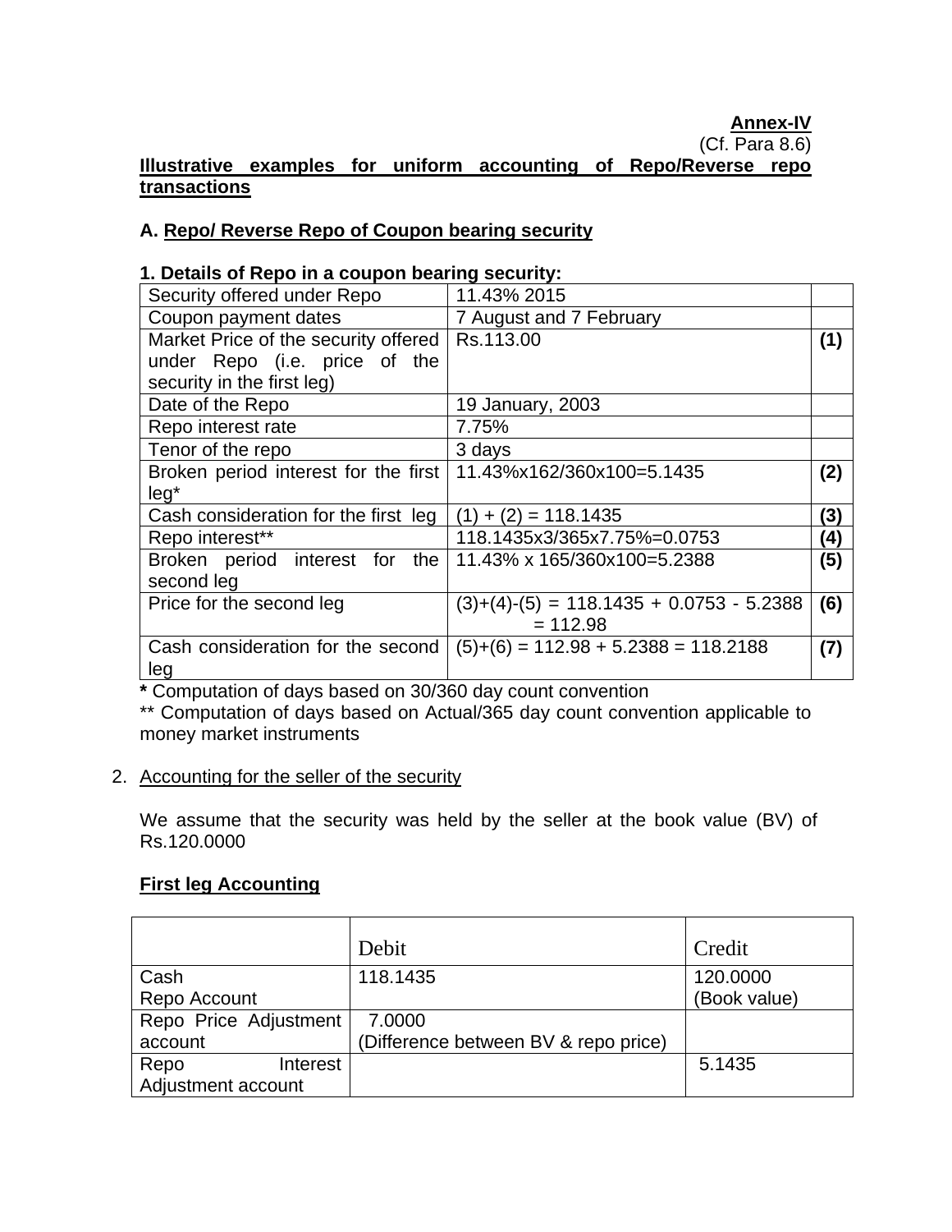**Annex-IV**

(Cf. Para 8.6)

**Illustrative examples for uniform accounting of Repo/Reverse repo transactions**

**A. Repo/ Reverse Repo of Coupon bearing security**

**1. Details of Repo in a coupon bearing security:**

| | | |
|---|---|---|
| Security offered under Repo | 11.43% 2015 | |
| Coupon payment dates | 7 August and 7 February | |
| Market Price of the security offered under Repo (i.e. price of the security in the first leg) | Rs.113.00 | **(1)** |
| Date of the Repo | 19 January, 2003 | |
| Repo interest rate | 7.75% | |
| Tenor of the repo | 3 days | |
| Broken period interest for the first leg* | 11.43%x162/360x100=5.1435 | **(2)** |
| Cash consideration for the first leg | (1) + (2) = 118.1435 | **(3)** |
| Repo interest** | 118.1435x3/365x7.75%=0.0753 | **(4)** |
| Broken period interest for the second leg | 11.43% x 165/360x100=5.2388 | **(5)** |
| Price for the second leg | (3)+(4)-(5) = 118.1435 + 0.0753 - 5.2388 = 112.98 | **(6)** |
| Cash consideration for the second leg | (5)+(6) = 112.98 + 5.2388 = 118.2188 | **(7)** |

**\*** Computation of days based on 30/360 day count convention

** Computation of days based on Actual/365 day count convention applicable to money market instruments

2. Accounting for the seller of the security

We assume that the security was held by the seller at the book value (BV) of Rs.120.0000

**First leg Accounting**

| | Debit | Credit |
|---|---|---|
| Cash<br>Repo Account | 118.1435 | 120.0000<br>(Book value) |
| Repo Price Adjustment account | 7.0000<br>(Difference between BV & repo price) | |
| Repo Interest Adjustment account | | 5.1435 |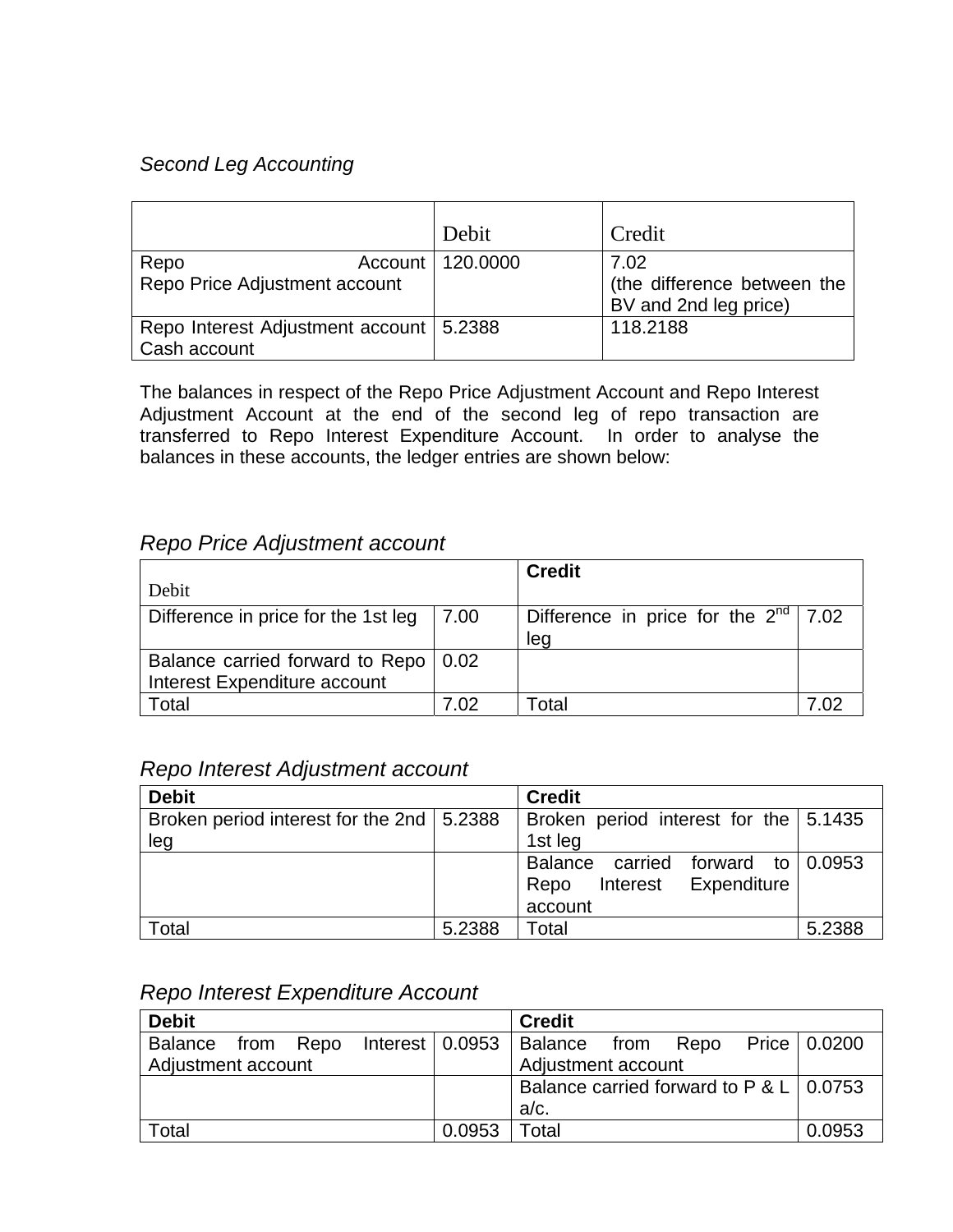*Second Leg Accounting*

| | Debit | Credit |
|---|---|---|
| Repo Account<br>Repo Price Adjustment account | 120.0000 | 7.02<br>(the difference between the BV and 2nd leg price) |
| Repo Interest Adjustment account<br>Cash account | 5.2388 | 118.2188 |

The balances in respect of the Repo Price Adjustment Account and Repo Interest Adjustment Account at the end of the second leg of repo transaction are transferred to Repo Interest Expenditure Account. In order to analyse the balances in these accounts, the ledger entries are shown below:

*Repo Price Adjustment account*

| Debit | | Credit | |
|---|---|---|---|
| Difference in price for the 1st leg | 7.00 | Difference in price for the 2nd leg | 7.02 |
| Balance carried forward to Repo Interest Expenditure account | 0.02 | | |
| Total | 7.02 | Total | 7.02 |

*Repo Interest Adjustment account*

| Debit | | Credit | |
|---|---|---|---|
| Broken period interest for the 2nd leg | 5.2388 | Broken period interest for the 1st leg | 5.1435 |
| | | Balance carried forward to Repo Interest Expenditure account | 0.0953 |
| Total | 5.2388 | Total | 5.2388 |

*Repo Interest Expenditure Account*

| Debit | | Credit | |
|---|---|---|---|
| Balance from Repo Interest Adjustment account | 0.0953 | Balance from Repo Price Adjustment account | 0.0200 |
| | | Balance carried forward to P & L a/c. | 0.0753 |
| Total | 0.0953 | Total | 0.0953 |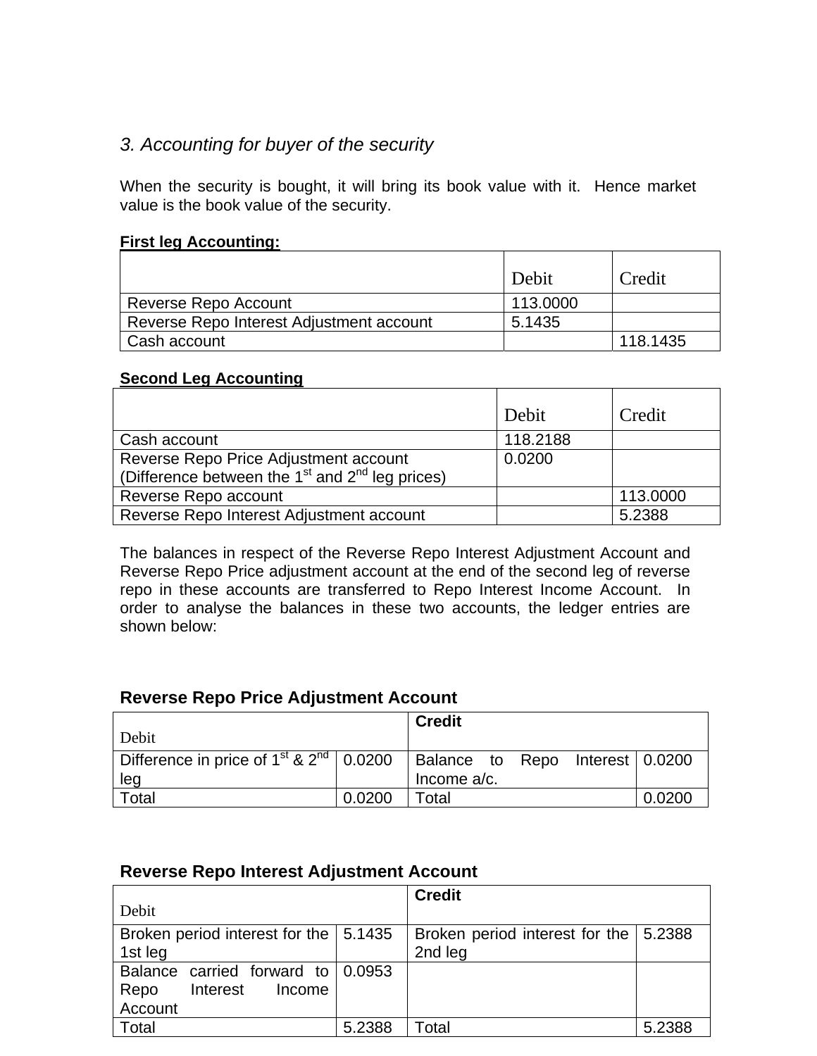### *3. Accounting for buyer of the security*

When the security is bought, it will bring its book value with it. Hence market value is the book value of the security.

**First leg Accounting:**

| | Debit | Credit |
|---|---|---|
| Reverse Repo Account | 113.0000 | |
| Reverse Repo Interest Adjustment account | 5.1435 | |
| Cash account | | 118.1435 |

**Second Leg Accounting**

| | Debit | Credit |
|---|---|---|
| Cash account | 118.2188 | |
| Reverse Repo Price Adjustment account (Difference between the 1st and 2nd leg prices) | 0.0200 | |
| Reverse Repo account | | 113.0000 |
| Reverse Repo Interest Adjustment account | | 5.2388 |

The balances in respect of the Reverse Repo Interest Adjustment Account and Reverse Repo Price adjustment account at the end of the second leg of reverse repo in these accounts are transferred to Repo Interest Income Account. In order to analyse the balances in these two accounts, the ledger entries are shown below:

**Reverse Repo Price Adjustment Account**

| Debit | | **Credit** | |
|---|---|---|---|
| Difference in price of 1st & 2nd leg | 0.0200 | Balance to Repo Interest Income a/c. | 0.0200 |
| Total | 0.0200 | Total | 0.0200 |

**Reverse Repo Interest Adjustment Account**

| Debit | | **Credit** | |
|---|---|---|---|
| Broken period interest for the 1st leg | 5.1435 | Broken period interest for the 2nd leg | 5.2388 |
| Balance carried forward to Repo Interest Income Account | 0.0953 | | |
| Total | 5.2388 | Total | 5.2388 |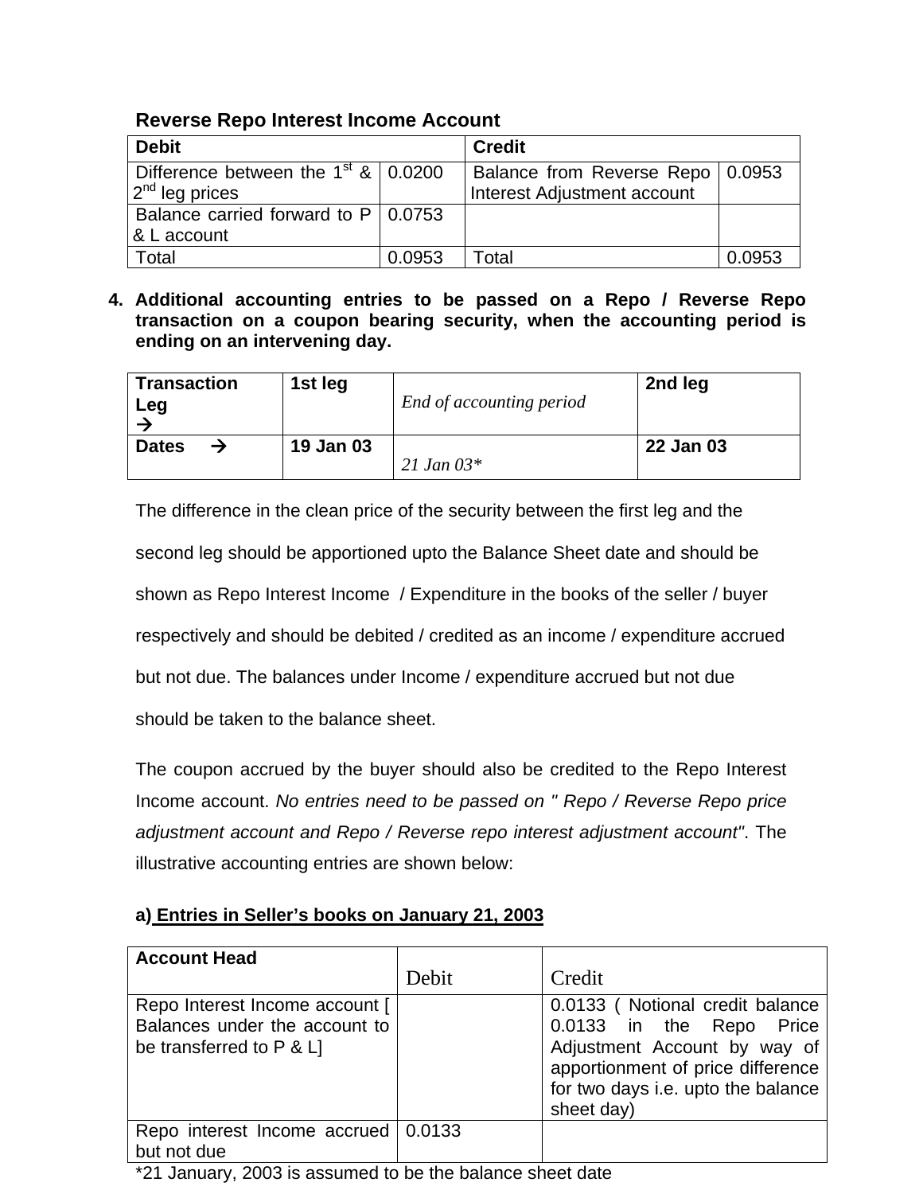**Reverse Repo Interest Income Account**

| Debit | | Credit | |
|---|---|---|---|
| Difference between the 1st & 2nd leg prices | 0.0200 | Balance from Reverse Repo Interest Adjustment account | 0.0953 |
| Balance carried forward to P & L account | 0.0753 | | |
| Total | 0.0953 | Total | 0.0953 |

4. **Additional accounting entries to be passed on a Repo / Reverse Repo transaction on a coupon bearing security, when the accounting period is ending on an intervening day.**

| Transaction Leg → | 1st leg | *End of accounting period* | 2nd leg |
|---|---|---|---|
| **Dates →** | **19 Jan 03** | *21 Jan 03** | **22 Jan 03** |

The difference in the clean price of the security between the first leg and the second leg should be apportioned upto the Balance Sheet date and should be shown as Repo Interest Income / Expenditure in the books of the seller / buyer respectively and should be debited / credited as an income / expenditure accrued but not due. The balances under Income / expenditure accrued but not due should be taken to the balance sheet.

The coupon accrued by the buyer should also be credited to the Repo Interest Income account. *No entries need to be passed on " Repo / Reverse Repo price adjustment account and Repo / Reverse repo interest adjustment account"*. The illustrative accounting entries are shown below:

**a) <u>Entries in Seller's books on January 21, 2003</u>**

| Account Head | Debit | Credit |
|---|---|---|
| Repo Interest Income account [ Balances under the account to be transferred to P & L] | | 0.0133 ( Notional credit balance 0.0133 in the Repo Price Adjustment Account by way of apportionment of price difference for two days i.e. upto the balance sheet day) |
| Repo interest Income accrued but not due | 0.0133 | |

*21 January, 2003 is assumed to be the balance sheet date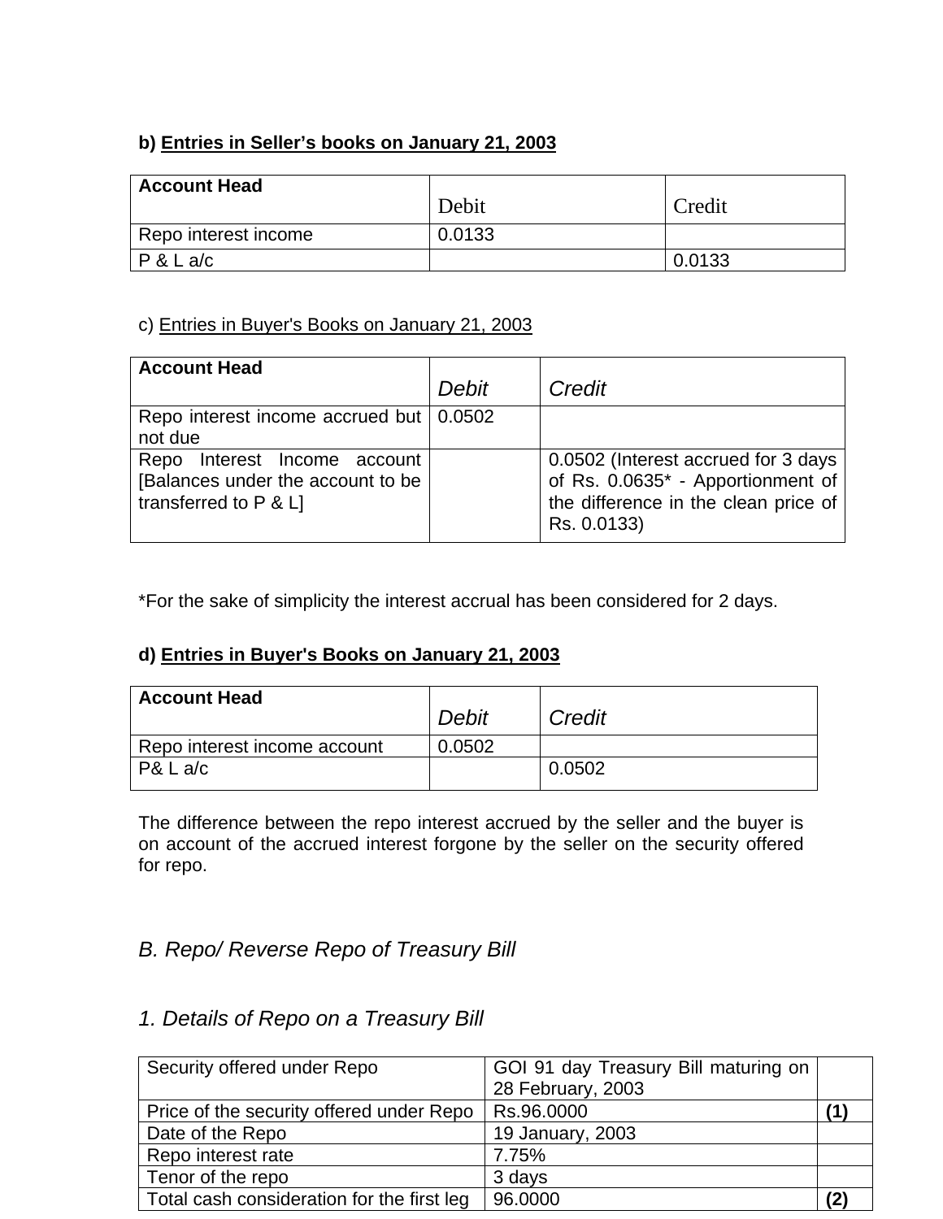**b) <u>Entries in Seller's books on January 21, 2003</u>**

| Account Head | Debit | Credit |
|---|---|---|
| Repo interest income | 0.0133 | |
| P & L a/c | | 0.0133 |

c) <u>Entries in Buyer's Books on January 21, 2003</u>

| Account Head | *Debit* | *Credit* |
|---|---|---|
| Repo interest income accrued but not due | 0.0502 | |
| Repo Interest Income account [Balances under the account to be transferred to P & L] | | 0.0502 (Interest accrued for 3 days of Rs. 0.0635* - Apportionment of the difference in the clean price of Rs. 0.0133) |

*For the sake of simplicity the interest accrual has been considered for 2 days.

**d) <u>Entries in Buyer's Books on January 21, 2003</u>**

| Account Head | *Debit* | *Credit* |
|---|---|---|
| Repo interest income account | 0.0502 | |
| P& L a/c | | 0.0502 |

The difference between the repo interest accrued by the seller and the buyer is on account of the accrued interest forgone by the seller on the security offered for repo.

## *B. Repo/ Reverse Repo of Treasury Bill*

### *1. Details of Repo on a Treasury Bill*

| Security offered under Repo | GOI 91 day Treasury Bill maturing on 28 February, 2003 | |
|---|---|---|
| Price of the security offered under Repo | Rs.96.0000 | **(1)** |
| Date of the Repo | 19 January, 2003 | |
| Repo interest rate | 7.75% | |
| Tenor of the repo | 3 days | |
| Total cash consideration for the first leg | 96.0000 | **(2)** |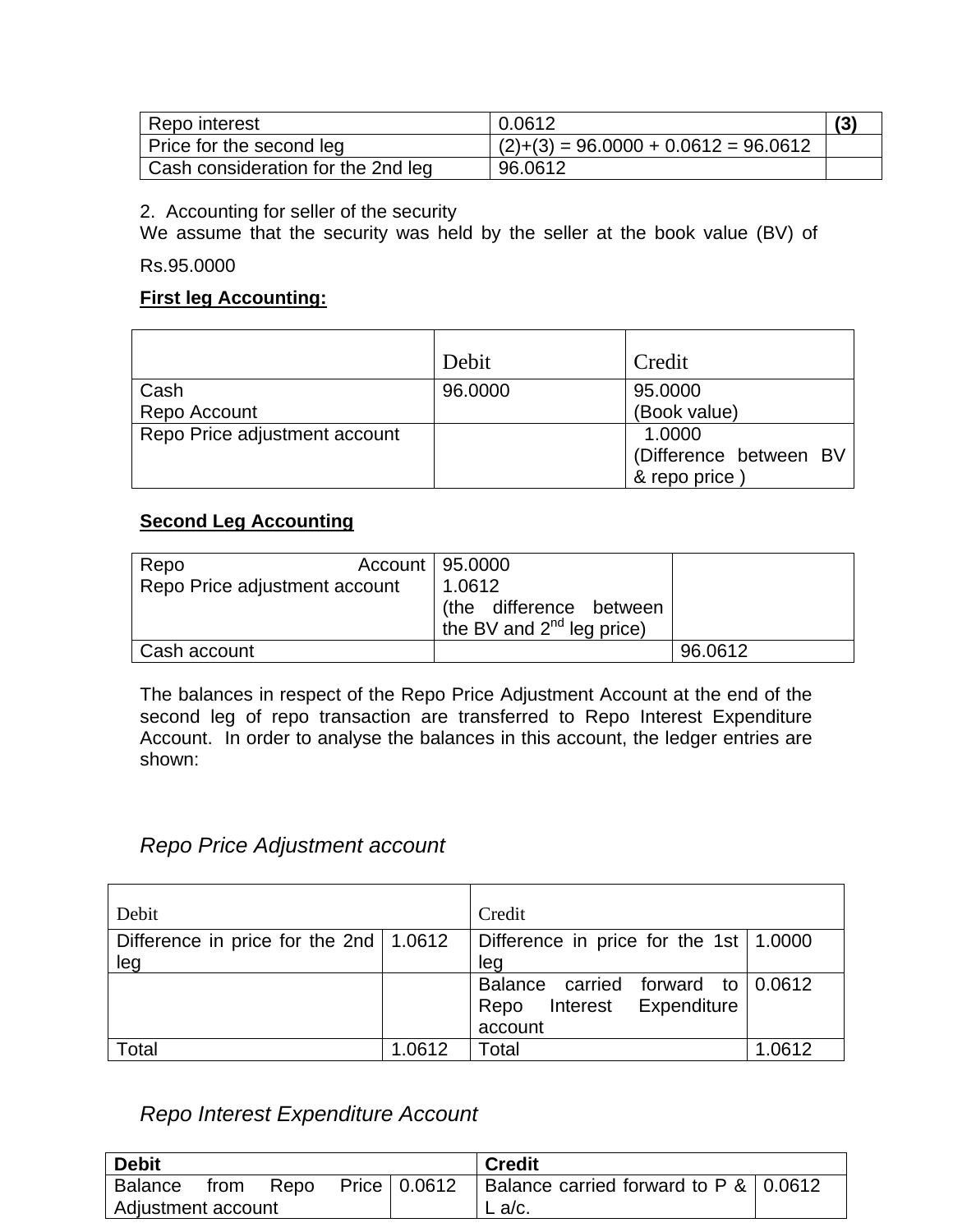| Repo interest | 0.0612 | **(3)** |
|---|---|---|
| Price for the second leg | (2)+(3) = 96.0000 + 0.0612 = 96.0612 | |
| Cash consideration for the 2nd leg | 96.0612 | |

2. Accounting for seller of the security

We assume that the security was held by the seller at the book value (BV) of Rs.95.0000

**First leg Accounting:**

| | Debit | Credit |
|---|---|---|
| Cash<br>Repo Account | 96.0000 | 95.0000<br>(Book value) |
| Repo Price adjustment account | | 1.0000<br>(Difference between BV & repo price ) |

**Second Leg Accounting**

| | | |
|---|---|---|
| Repo Account<br>Repo Price adjustment account | 95.0000<br>1.0612<br>(the difference between the BV and 2nd leg price) | |
| Cash account | | 96.0612 |

The balances in respect of the Repo Price Adjustment Account at the end of the second leg of repo transaction are transferred to Repo Interest Expenditure Account. In order to analyse the balances in this account, the ledger entries are shown:

*Repo Price Adjustment account*

| Debit | | Credit | |
|---|---|---|---|
| Difference in price for the 2nd leg | 1.0612 | Difference in price for the 1st leg | 1.0000 |
| | | Balance carried forward to Repo Interest Expenditure account | 0.0612 |
| Total | 1.0612 | Total | 1.0612 |

*Repo Interest Expenditure Account*

| **Debit** | | **Credit** | |
|---|---|---|---|
| Balance from Repo Price Adjustment account | 0.0612 | Balance carried forward to P & L a/c. | 0.0612 |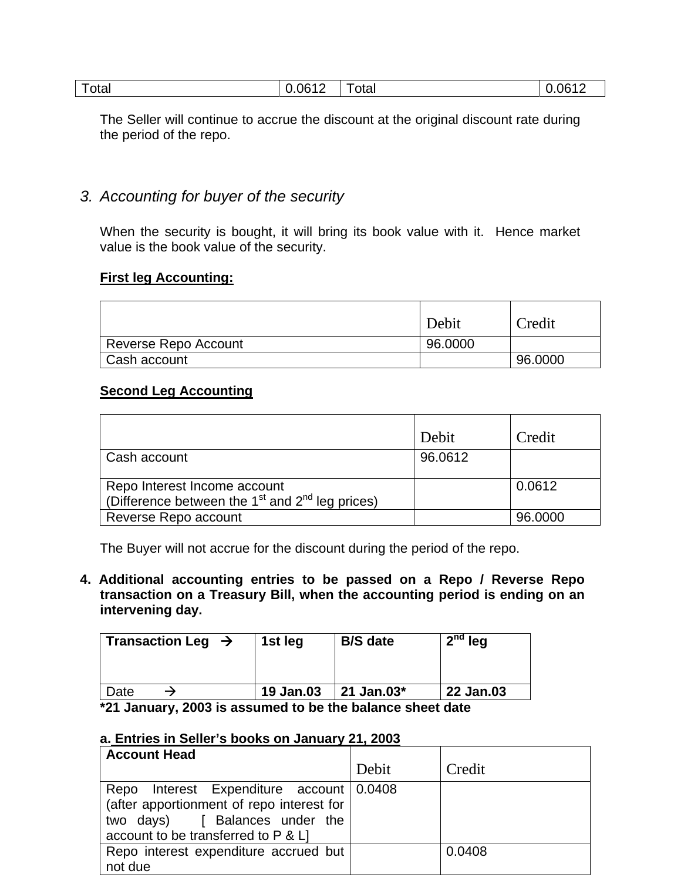| Total | 0.0612 | Total | 0.0612 |
|---|---|---|---|

The Seller will continue to accrue the discount at the original discount rate during the period of the repo.

### 3. *Accounting for buyer of the security*

When the security is bought, it will bring its book value with it. Hence market value is the book value of the security.

**First leg Accounting:**

| | Debit | Credit |
|---|---|---|
| Reverse Repo Account | 96.0000 | |
| Cash account | | 96.0000 |

**Second Leg Accounting**

| | Debit | Credit |
|---|---|---|
| Cash account | 96.0612 | |
| Repo Interest Income account (Difference between the 1st and 2nd leg prices) | | 0.0612 |
| Reverse Repo account | | 96.0000 |

The Buyer will not accrue for the discount during the period of the repo.

**4. Additional accounting entries to be passed on a Repo / Reverse Repo transaction on a Treasury Bill, when the accounting period is ending on an intervening day.**

| **Transaction Leg →** | **1st leg** | **B/S date** | **2nd leg** |
|---|---|---|---|
| Date → | **19 Jan.03** | **21 Jan.03*** | **22 Jan.03** |

***21 January, 2003 is assumed to be the balance sheet date**

**a. Entries in Seller's books on January 21, 2003**

| **Account Head** | Debit | Credit |
|---|---|---|
| Repo Interest Expenditure account (after apportionment of repo interest for two days) [ Balances under the account to be transferred to P & L] | 0.0408 | |
| Repo interest expenditure accrued but not due | | 0.0408 |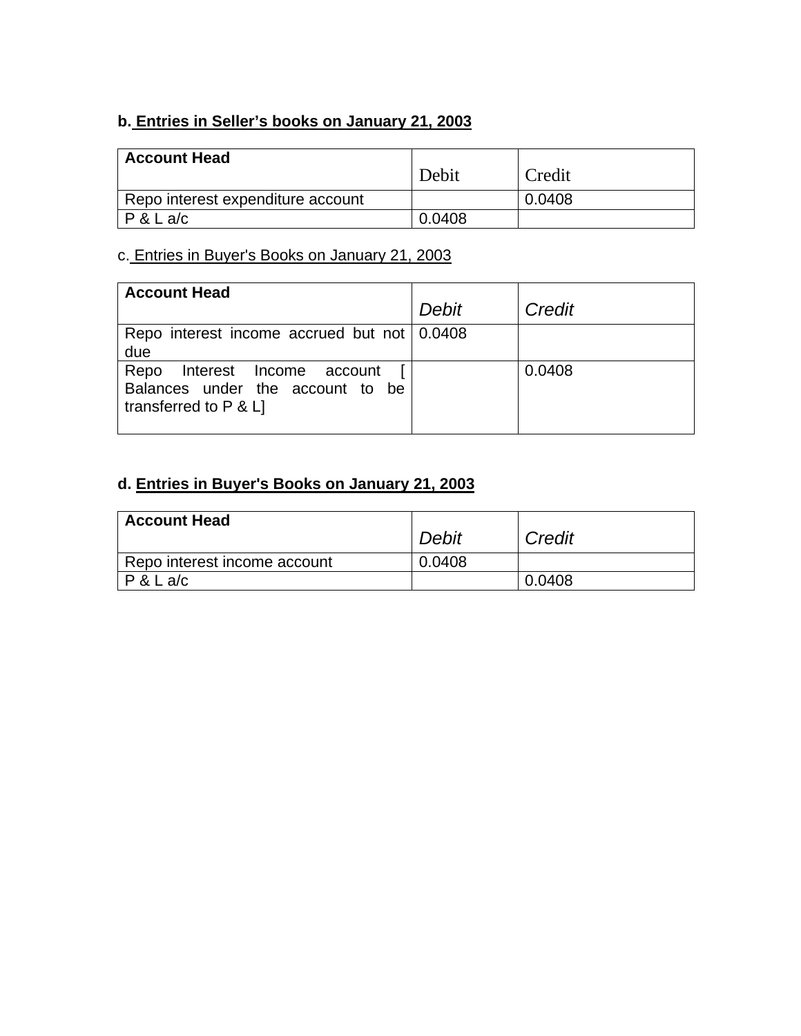**b. Entries in Seller's books on January 21, 2003**

| Account Head | Debit | Credit |
|---|---|---|
| Repo interest expenditure account | | 0.0408 |
| P & L a/c | 0.0408 | |

c. Entries in Buyer's Books on January 21, 2003

| Account Head | *Debit* | *Credit* |
|---|---|---|
| Repo interest income accrued but not due | 0.0408 | |
| Repo Interest Income account [ Balances under the account to be transferred to P & L] | | 0.0408 |

**d. Entries in Buyer's Books on January 21, 2003**

| Account Head | *Debit* | *Credit* |
|---|---|---|
| Repo interest income account | 0.0408 | |
| P & L a/c | | 0.0408 |